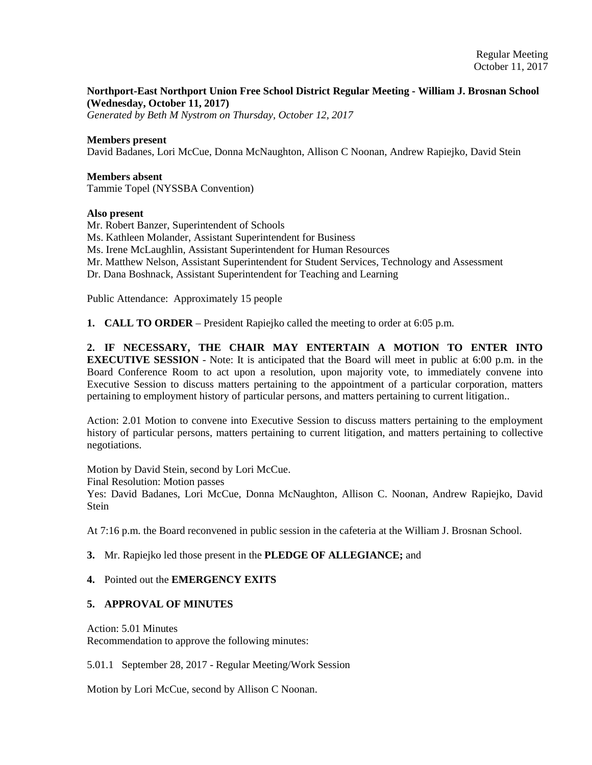Regular Meeting
October 11, 2017

**Northport-East Northport Union Free School District Regular Meeting - William J. Brosnan School (Wednesday, October 11, 2017)**
*Generated by Beth M Nystrom on Thursday, October 12, 2017*

**Members present**
David Badanes, Lori McCue, Donna McNaughton, Allison C Noonan, Andrew Rapiejko, David Stein

**Members absent**
Tammie Topel (NYSSBA Convention)

**Also present**
Mr. Robert Banzer, Superintendent of Schools
Ms. Kathleen Molander, Assistant Superintendent for Business
Ms. Irene McLaughlin, Assistant Superintendent for Human Resources
Mr. Matthew Nelson, Assistant Superintendent for Student Services, Technology and Assessment
Dr. Dana Boshnack, Assistant Superintendent for Teaching and Learning

Public Attendance: Approximately 15 people

**1. CALL TO ORDER** – President Rapiejko called the meeting to order at 6:05 p.m.

**2. IF NECESSARY, THE CHAIR MAY ENTERTAIN A MOTION TO ENTER INTO EXECUTIVE SESSION** - Note: It is anticipated that the Board will meet in public at 6:00 p.m. in the Board Conference Room to act upon a resolution, upon majority vote, to immediately convene into Executive Session to discuss matters pertaining to the appointment of a particular corporation, matters pertaining to employment history of particular persons, and matters pertaining to current litigation..

Action: 2.01 Motion to convene into Executive Session to discuss matters pertaining to the employment history of particular persons, matters pertaining to current litigation, and matters pertaining to collective negotiations.

Motion by David Stein, second by Lori McCue.
Final Resolution: Motion passes
Yes: David Badanes, Lori McCue, Donna McNaughton, Allison C. Noonan, Andrew Rapiejko, David Stein

At 7:16 p.m. the Board reconvened in public session in the cafeteria at the William J. Brosnan School.

**3.** Mr. Rapiejko led those present in the **PLEDGE OF ALLEGIANCE;** and

**4.** Pointed out the **EMERGENCY EXITS**

**5. APPROVAL OF MINUTES**

Action: 5.01 Minutes
Recommendation to approve the following minutes:

5.01.1 September 28, 2017 - Regular Meeting/Work Session

Motion by Lori McCue, second by Allison C Noonan.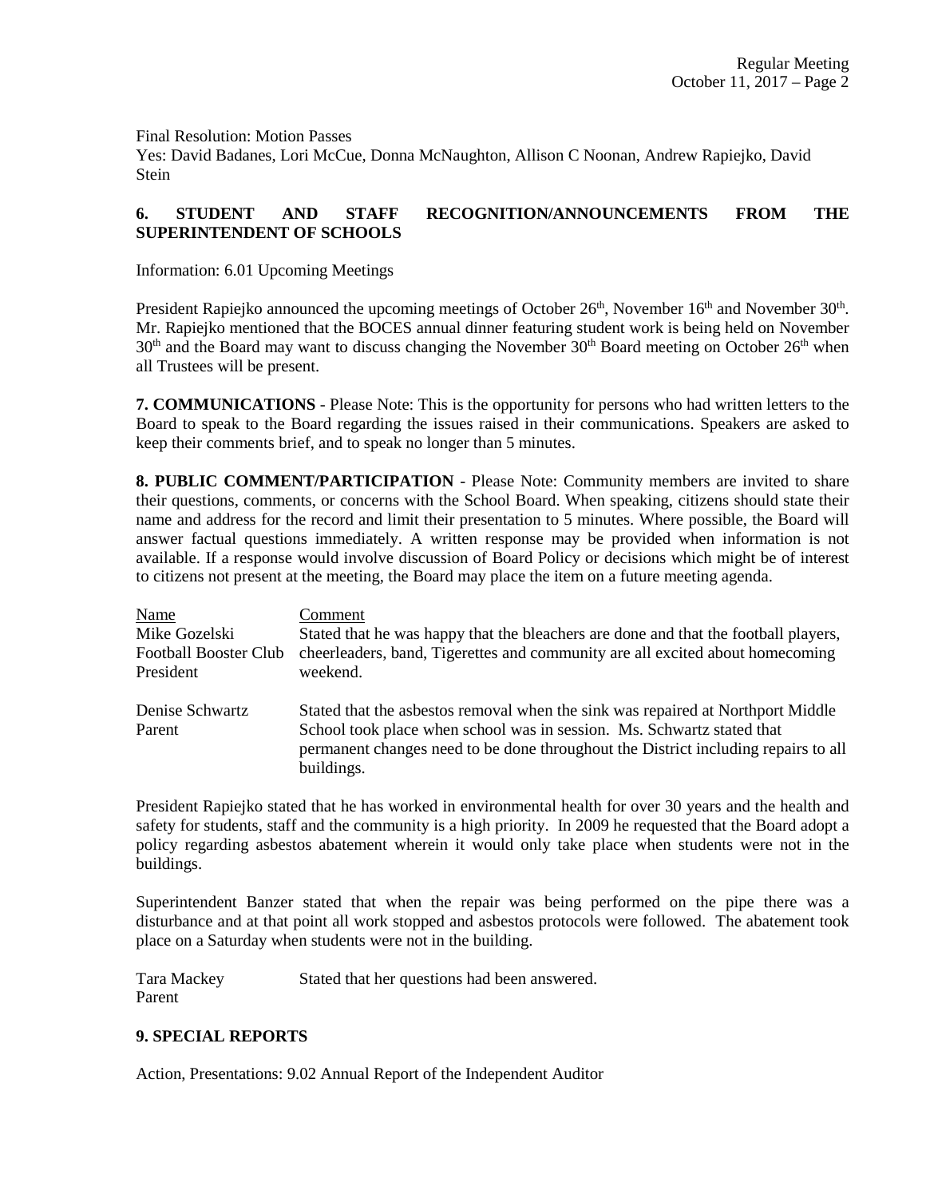Final Resolution: Motion Passes
Yes: David Badanes, Lori McCue, Donna McNaughton, Allison C Noonan, Andrew Rapiejko, David Stein

## 6. STUDENT AND STAFF RECOGNITION/ANNOUNCEMENTS FROM THE SUPERINTENDENT OF SCHOOLS

Information: 6.01 Upcoming Meetings

President Rapiejko announced the upcoming meetings of October 26th, November 16th and November 30th. Mr. Rapiejko mentioned that the BOCES annual dinner featuring student work is being held on November 30th and the Board may want to discuss changing the November 30th Board meeting on October 26th when all Trustees will be present.

**7. COMMUNICATIONS** - Please Note: This is the opportunity for persons who had written letters to the Board to speak to the Board regarding the issues raised in their communications. Speakers are asked to keep their comments brief, and to speak no longer than 5 minutes.

**8. PUBLIC COMMENT/PARTICIPATION** - Please Note: Community members are invited to share their questions, comments, or concerns with the School Board. When speaking, citizens should state their name and address for the record and limit their presentation to 5 minutes. Where possible, the Board will answer factual questions immediately. A written response may be provided when information is not available. If a response would involve discussion of Board Policy or decisions which might be of interest to citizens not present at the meeting, the Board may place the item on a future meeting agenda.

| Name | Comment |
|---|---|
| Mike Gozelski<br>Football Booster Club President | Stated that he was happy that the bleachers are done and that the football players, cheerleaders, band, Tigerettes and community are all excited about homecoming weekend. |
| Denise Schwartz<br>Parent | Stated that the asbestos removal when the sink was repaired at Northport Middle School took place when school was in session. Ms. Schwartz stated that permanent changes need to be done throughout the District including repairs to all buildings. |

President Rapiejko stated that he has worked in environmental health for over 30 years and the health and safety for students, staff and the community is a high priority. In 2009 he requested that the Board adopt a policy regarding asbestos abatement wherein it would only take place when students were not in the buildings.

Superintendent Banzer stated that when the repair was being performed on the pipe there was a disturbance and at that point all work stopped and asbestos protocols were followed. The abatement took place on a Saturday when students were not in the building.

| Name | Comment |
|---|---|
| Tara Mackey<br>Parent | Stated that her questions had been answered. |

## 9. SPECIAL REPORTS

Action, Presentations: 9.02 Annual Report of the Independent Auditor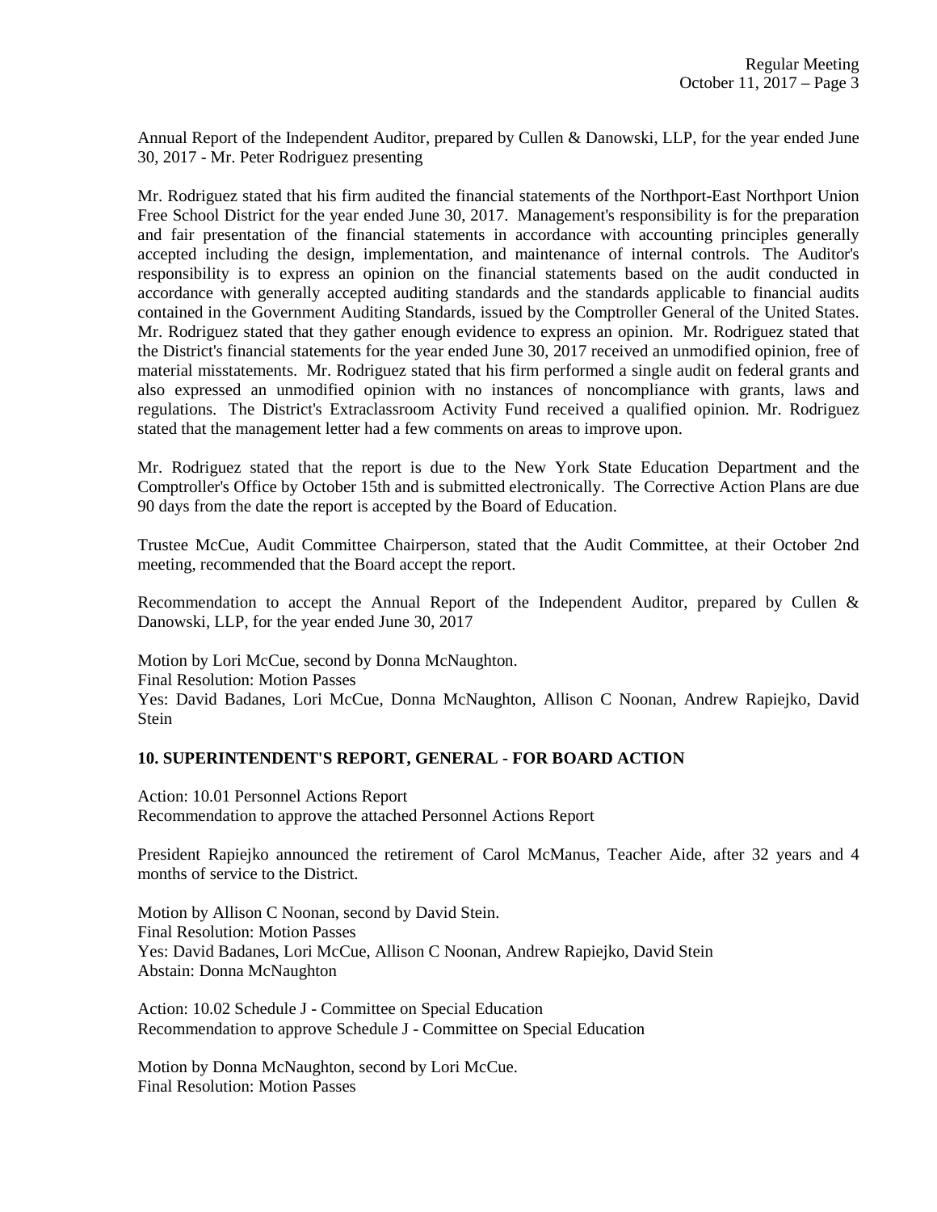Annual Report of the Independent Auditor, prepared by Cullen & Danowski, LLP, for the year ended June 30, 2017 - Mr. Peter Rodriguez presenting

Mr. Rodriguez stated that his firm audited the financial statements of the Northport-East Northport Union Free School District for the year ended June 30, 2017. Management's responsibility is for the preparation and fair presentation of the financial statements in accordance with accounting principles generally accepted including the design, implementation, and maintenance of internal controls. The Auditor's responsibility is to express an opinion on the financial statements based on the audit conducted in accordance with generally accepted auditing standards and the standards applicable to financial audits contained in the Government Auditing Standards, issued by the Comptroller General of the United States. Mr. Rodriguez stated that they gather enough evidence to express an opinion. Mr. Rodriguez stated that the District's financial statements for the year ended June 30, 2017 received an unmodified opinion, free of material misstatements. Mr. Rodriguez stated that his firm performed a single audit on federal grants and also expressed an unmodified opinion with no instances of noncompliance with grants, laws and regulations. The District's Extraclassroom Activity Fund received a qualified opinion. Mr. Rodriguez stated that the management letter had a few comments on areas to improve upon.

Mr. Rodriguez stated that the report is due to the New York State Education Department and the Comptroller's Office by October 15th and is submitted electronically. The Corrective Action Plans are due 90 days from the date the report is accepted by the Board of Education.

Trustee McCue, Audit Committee Chairperson, stated that the Audit Committee, at their October 2nd meeting, recommended that the Board accept the report.

Recommendation to accept the Annual Report of the Independent Auditor, prepared by Cullen & Danowski, LLP, for the year ended June 30, 2017

Motion by Lori McCue, second by Donna McNaughton.
Final Resolution: Motion Passes
Yes: David Badanes, Lori McCue, Donna McNaughton, Allison C Noonan, Andrew Rapiejko, David Stein

**10. SUPERINTENDENT'S REPORT, GENERAL - FOR BOARD ACTION**

Action: 10.01 Personnel Actions Report
Recommendation to approve the attached Personnel Actions Report

President Rapiejko announced the retirement of Carol McManus, Teacher Aide, after 32 years and 4 months of service to the District.

Motion by Allison C Noonan, second by David Stein.
Final Resolution: Motion Passes
Yes: David Badanes, Lori McCue, Allison C Noonan, Andrew Rapiejko, David Stein
Abstain: Donna McNaughton

Action: 10.02 Schedule J - Committee on Special Education
Recommendation to approve Schedule J - Committee on Special Education

Motion by Donna McNaughton, second by Lori McCue.
Final Resolution: Motion Passes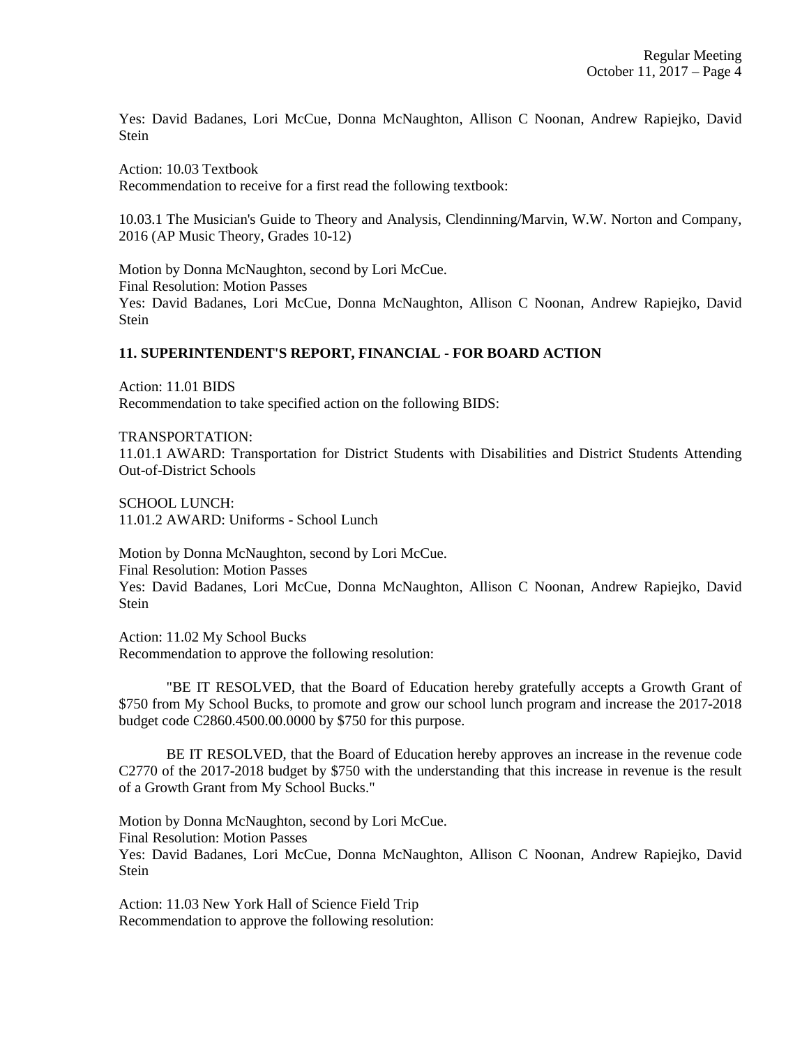Yes: David Badanes, Lori McCue, Donna McNaughton, Allison C Noonan, Andrew Rapiejko, David Stein

Action: 10.03 Textbook
Recommendation to receive for a first read the following textbook:

10.03.1 The Musician's Guide to Theory and Analysis, Clendinning/Marvin, W.W. Norton and Company, 2016 (AP Music Theory, Grades 10-12)

Motion by Donna McNaughton, second by Lori McCue.
Final Resolution: Motion Passes
Yes: David Badanes, Lori McCue, Donna McNaughton, Allison C Noonan, Andrew Rapiejko, David Stein

**11. SUPERINTENDENT'S REPORT, FINANCIAL - FOR BOARD ACTION**

Action: 11.01 BIDS
Recommendation to take specified action on the following BIDS:

TRANSPORTATION:
11.01.1 AWARD: Transportation for District Students with Disabilities and District Students Attending Out-of-District Schools

SCHOOL LUNCH:
11.01.2 AWARD: Uniforms - School Lunch

Motion by Donna McNaughton, second by Lori McCue.
Final Resolution: Motion Passes
Yes: David Badanes, Lori McCue, Donna McNaughton, Allison C Noonan, Andrew Rapiejko, David Stein

Action: 11.02 My School Bucks
Recommendation to approve the following resolution:

"BE IT RESOLVED, that the Board of Education hereby gratefully accepts a Growth Grant of $750 from My School Bucks, to promote and grow our school lunch program and increase the 2017-2018 budget code C2860.4500.00.0000 by $750 for this purpose.

BE IT RESOLVED, that the Board of Education hereby approves an increase in the revenue code C2770 of the 2017-2018 budget by $750 with the understanding that this increase in revenue is the result of a Growth Grant from My School Bucks."

Motion by Donna McNaughton, second by Lori McCue.
Final Resolution: Motion Passes
Yes: David Badanes, Lori McCue, Donna McNaughton, Allison C Noonan, Andrew Rapiejko, David Stein

Action: 11.03 New York Hall of Science Field Trip
Recommendation to approve the following resolution: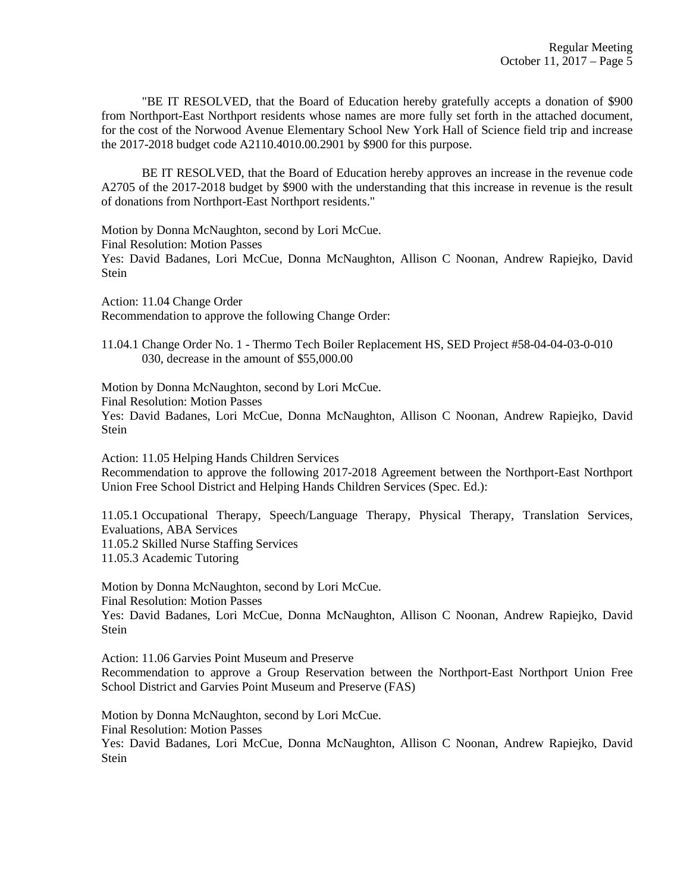"BE IT RESOLVED, that the Board of Education hereby gratefully accepts a donation of $900 from Northport-East Northport residents whose names are more fully set forth in the attached document, for the cost of the Norwood Avenue Elementary School New York Hall of Science field trip and increase the 2017-2018 budget code A2110.4010.00.2901 by $900 for this purpose.

BE IT RESOLVED, that the Board of Education hereby approves an increase in the revenue code A2705 of the 2017-2018 budget by $900 with the understanding that this increase in revenue is the result of donations from Northport-East Northport residents."

Motion by Donna McNaughton, second by Lori McCue.
Final Resolution: Motion Passes
Yes: David Badanes, Lori McCue, Donna McNaughton, Allison C Noonan, Andrew Rapiejko, David Stein

Action: 11.04 Change Order
Recommendation to approve the following Change Order:

11.04.1 Change Order No. 1 - Thermo Tech Boiler Replacement HS, SED Project #58-04-04-03-0-010 030, decrease in the amount of $55,000.00

Motion by Donna McNaughton, second by Lori McCue.
Final Resolution: Motion Passes
Yes: David Badanes, Lori McCue, Donna McNaughton, Allison C Noonan, Andrew Rapiejko, David Stein

Action: 11.05 Helping Hands Children Services
Recommendation to approve the following 2017-2018 Agreement between the Northport-East Northport Union Free School District and Helping Hands Children Services (Spec. Ed.):

11.05.1 Occupational Therapy, Speech/Language Therapy, Physical Therapy, Translation Services, Evaluations, ABA Services
11.05.2 Skilled Nurse Staffing Services
11.05.3 Academic Tutoring

Motion by Donna McNaughton, second by Lori McCue.
Final Resolution: Motion Passes
Yes: David Badanes, Lori McCue, Donna McNaughton, Allison C Noonan, Andrew Rapiejko, David Stein

Action: 11.06 Garvies Point Museum and Preserve
Recommendation to approve a Group Reservation between the Northport-East Northport Union Free School District and Garvies Point Museum and Preserve (FAS)

Motion by Donna McNaughton, second by Lori McCue.
Final Resolution: Motion Passes
Yes: David Badanes, Lori McCue, Donna McNaughton, Allison C Noonan, Andrew Rapiejko, David Stein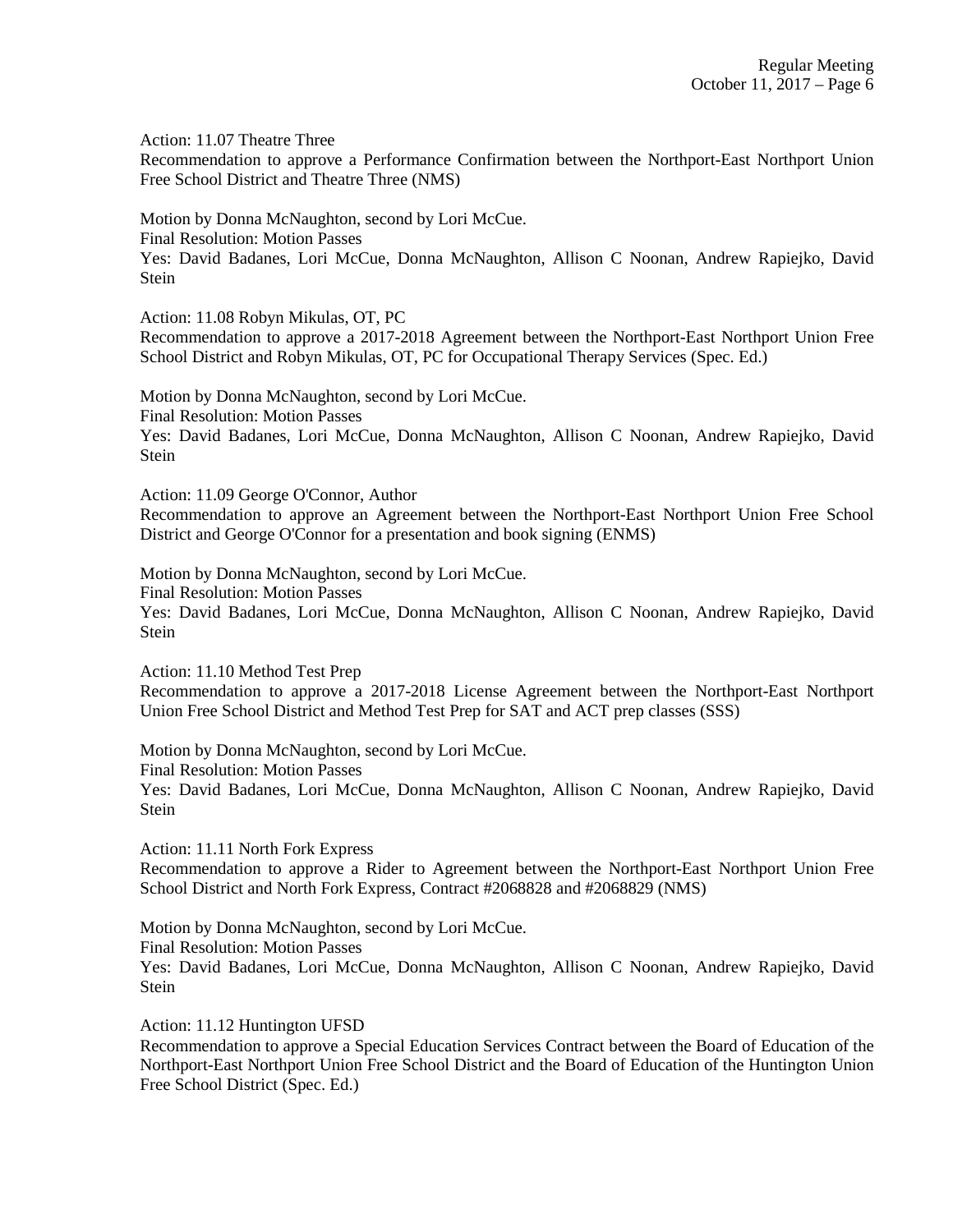Action: 11.07 Theatre Three
Recommendation to approve a Performance Confirmation between the Northport-East Northport Union Free School District and Theatre Three (NMS)

Motion by Donna McNaughton, second by Lori McCue.
Final Resolution: Motion Passes
Yes: David Badanes, Lori McCue, Donna McNaughton, Allison C Noonan, Andrew Rapiejko, David Stein

Action: 11.08 Robyn Mikulas, OT, PC
Recommendation to approve a 2017-2018 Agreement between the Northport-East Northport Union Free School District and Robyn Mikulas, OT, PC for Occupational Therapy Services (Spec. Ed.)

Motion by Donna McNaughton, second by Lori McCue.
Final Resolution: Motion Passes
Yes: David Badanes, Lori McCue, Donna McNaughton, Allison C Noonan, Andrew Rapiejko, David Stein

Action: 11.09 George O'Connor, Author
Recommendation to approve an Agreement between the Northport-East Northport Union Free School District and George O'Connor for a presentation and book signing (ENMS)

Motion by Donna McNaughton, second by Lori McCue.
Final Resolution: Motion Passes
Yes: David Badanes, Lori McCue, Donna McNaughton, Allison C Noonan, Andrew Rapiejko, David Stein

Action: 11.10 Method Test Prep
Recommendation to approve a 2017-2018 License Agreement between the Northport-East Northport Union Free School District and Method Test Prep for SAT and ACT prep classes (SSS)

Motion by Donna McNaughton, second by Lori McCue.
Final Resolution: Motion Passes
Yes: David Badanes, Lori McCue, Donna McNaughton, Allison C Noonan, Andrew Rapiejko, David Stein

Action: 11.11 North Fork Express
Recommendation to approve a Rider to Agreement between the Northport-East Northport Union Free School District and North Fork Express, Contract #2068828 and #2068829 (NMS)

Motion by Donna McNaughton, second by Lori McCue.
Final Resolution: Motion Passes
Yes: David Badanes, Lori McCue, Donna McNaughton, Allison C Noonan, Andrew Rapiejko, David Stein

Action: 11.12 Huntington UFSD
Recommendation to approve a Special Education Services Contract between the Board of Education of the Northport-East Northport Union Free School District and the Board of Education of the Huntington Union Free School District (Spec. Ed.)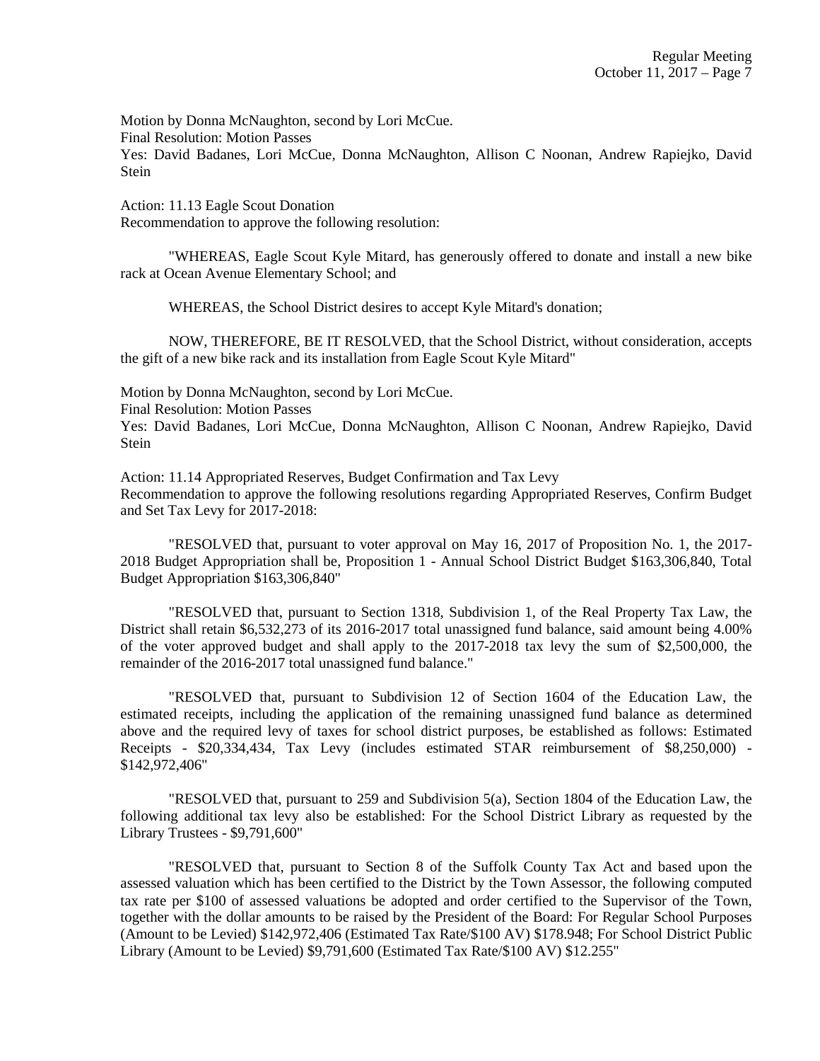Motion by Donna McNaughton, second by Lori McCue.
Final Resolution: Motion Passes
Yes: David Badanes, Lori McCue, Donna McNaughton, Allison C Noonan, Andrew Rapiejko, David Stein

Action: 11.13 Eagle Scout Donation
Recommendation to approve the following resolution:

"WHEREAS, Eagle Scout Kyle Mitard, has generously offered to donate and install a new bike rack at Ocean Avenue Elementary School; and

WHEREAS, the School District desires to accept Kyle Mitard's donation;

NOW, THEREFORE, BE IT RESOLVED, that the School District, without consideration, accepts the gift of a new bike rack and its installation from Eagle Scout Kyle Mitard"

Motion by Donna McNaughton, second by Lori McCue.
Final Resolution: Motion Passes
Yes: David Badanes, Lori McCue, Donna McNaughton, Allison C Noonan, Andrew Rapiejko, David Stein

Action: 11.14 Appropriated Reserves, Budget Confirmation and Tax Levy
Recommendation to approve the following resolutions regarding Appropriated Reserves, Confirm Budget and Set Tax Levy for 2017-2018:

"RESOLVED that, pursuant to voter approval on May 16, 2017 of Proposition No. 1, the 2017-2018 Budget Appropriation shall be, Proposition 1 - Annual School District Budget $163,306,840, Total Budget Appropriation $163,306,840"

"RESOLVED that, pursuant to Section 1318, Subdivision 1, of the Real Property Tax Law, the District shall retain $6,532,273 of its 2016-2017 total unassigned fund balance, said amount being 4.00% of the voter approved budget and shall apply to the 2017-2018 tax levy the sum of $2,500,000, the remainder of the 2016-2017 total unassigned fund balance."

"RESOLVED that, pursuant to Subdivision 12 of Section 1604 of the Education Law, the estimated receipts, including the application of the remaining unassigned fund balance as determined above and the required levy of taxes for school district purposes, be established as follows: Estimated Receipts - $20,334,434, Tax Levy (includes estimated STAR reimbursement of $8,250,000) - $142,972,406"

"RESOLVED that, pursuant to 259 and Subdivision 5(a), Section 1804 of the Education Law, the following additional tax levy also be established: For the School District Library as requested by the Library Trustees - $9,791,600"

"RESOLVED that, pursuant to Section 8 of the Suffolk County Tax Act and based upon the assessed valuation which has been certified to the District by the Town Assessor, the following computed tax rate per $100 of assessed valuations be adopted and order certified to the Supervisor of the Town, together with the dollar amounts to be raised by the President of the Board: For Regular School Purposes (Amount to be Levied) $142,972,406 (Estimated Tax Rate/$100 AV) $178.948; For School District Public Library (Amount to be Levied) $9,791,600 (Estimated Tax Rate/$100 AV) $12.255"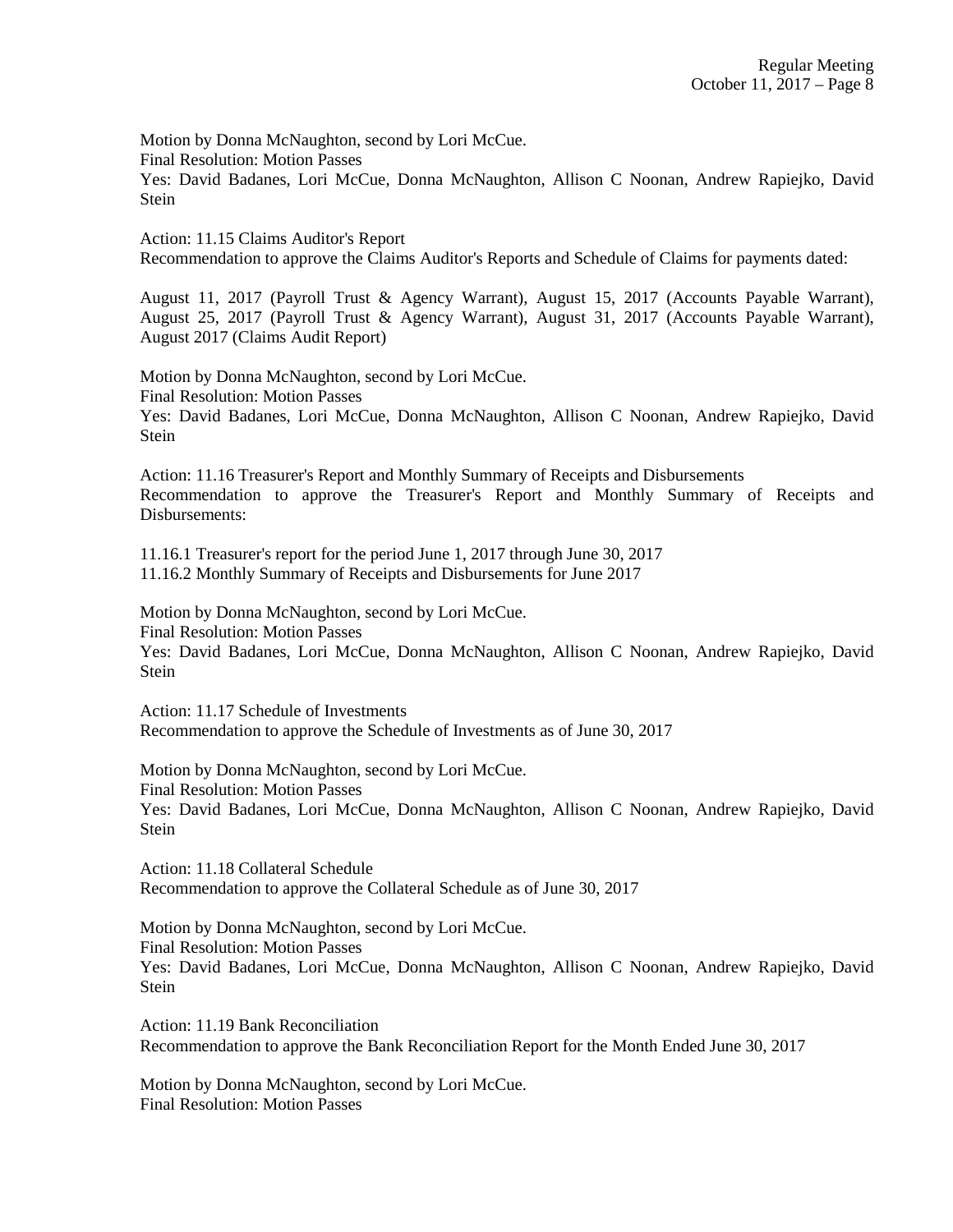Motion by Donna McNaughton, second by Lori McCue.
Final Resolution: Motion Passes
Yes: David Badanes, Lori McCue, Donna McNaughton, Allison C Noonan, Andrew Rapiejko, David Stein

Action: 11.15 Claims Auditor's Report
Recommendation to approve the Claims Auditor's Reports and Schedule of Claims for payments dated:

August 11, 2017 (Payroll Trust & Agency Warrant), August 15, 2017 (Accounts Payable Warrant), August 25, 2017 (Payroll Trust & Agency Warrant), August 31, 2017 (Accounts Payable Warrant), August 2017 (Claims Audit Report)

Motion by Donna McNaughton, second by Lori McCue.
Final Resolution: Motion Passes
Yes: David Badanes, Lori McCue, Donna McNaughton, Allison C Noonan, Andrew Rapiejko, David Stein

Action: 11.16 Treasurer's Report and Monthly Summary of Receipts and Disbursements
Recommendation to approve the Treasurer's Report and Monthly Summary of Receipts and Disbursements:

11.16.1 Treasurer's report for the period June 1, 2017 through June 30, 2017
11.16.2 Monthly Summary of Receipts and Disbursements for June 2017

Motion by Donna McNaughton, second by Lori McCue.
Final Resolution: Motion Passes
Yes: David Badanes, Lori McCue, Donna McNaughton, Allison C Noonan, Andrew Rapiejko, David Stein

Action: 11.17 Schedule of Investments
Recommendation to approve the Schedule of Investments as of June 30, 2017

Motion by Donna McNaughton, second by Lori McCue.
Final Resolution: Motion Passes
Yes: David Badanes, Lori McCue, Donna McNaughton, Allison C Noonan, Andrew Rapiejko, David Stein

Action: 11.18 Collateral Schedule
Recommendation to approve the Collateral Schedule as of June 30, 2017

Motion by Donna McNaughton, second by Lori McCue.
Final Resolution: Motion Passes
Yes: David Badanes, Lori McCue, Donna McNaughton, Allison C Noonan, Andrew Rapiejko, David Stein

Action: 11.19 Bank Reconciliation
Recommendation to approve the Bank Reconciliation Report for the Month Ended June 30, 2017

Motion by Donna McNaughton, second by Lori McCue.
Final Resolution: Motion Passes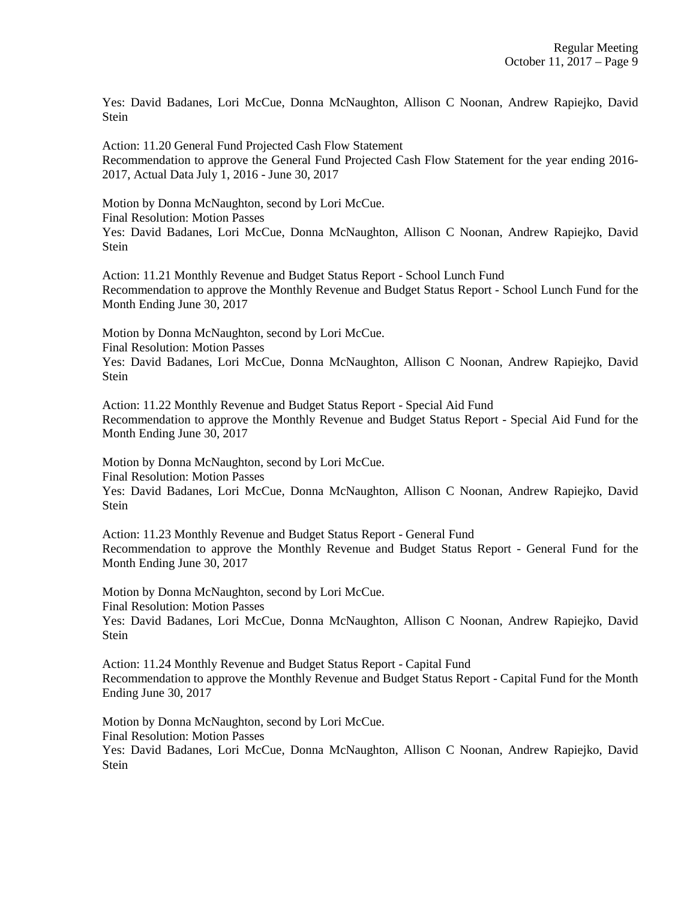Yes: David Badanes, Lori McCue, Donna McNaughton, Allison C Noonan, Andrew Rapiejko, David Stein

Action: 11.20 General Fund Projected Cash Flow Statement
Recommendation to approve the General Fund Projected Cash Flow Statement for the year ending 2016-2017, Actual Data July 1, 2016 - June 30, 2017

Motion by Donna McNaughton, second by Lori McCue.
Final Resolution: Motion Passes
Yes: David Badanes, Lori McCue, Donna McNaughton, Allison C Noonan, Andrew Rapiejko, David Stein

Action: 11.21 Monthly Revenue and Budget Status Report - School Lunch Fund
Recommendation to approve the Monthly Revenue and Budget Status Report - School Lunch Fund for the Month Ending June 30, 2017

Motion by Donna McNaughton, second by Lori McCue.
Final Resolution: Motion Passes
Yes: David Badanes, Lori McCue, Donna McNaughton, Allison C Noonan, Andrew Rapiejko, David Stein

Action: 11.22 Monthly Revenue and Budget Status Report - Special Aid Fund
Recommendation to approve the Monthly Revenue and Budget Status Report - Special Aid Fund for the Month Ending June 30, 2017

Motion by Donna McNaughton, second by Lori McCue.
Final Resolution: Motion Passes
Yes: David Badanes, Lori McCue, Donna McNaughton, Allison C Noonan, Andrew Rapiejko, David Stein

Action: 11.23 Monthly Revenue and Budget Status Report - General Fund
Recommendation to approve the Monthly Revenue and Budget Status Report - General Fund for the Month Ending June 30, 2017

Motion by Donna McNaughton, second by Lori McCue.
Final Resolution: Motion Passes
Yes: David Badanes, Lori McCue, Donna McNaughton, Allison C Noonan, Andrew Rapiejko, David Stein

Action: 11.24 Monthly Revenue and Budget Status Report - Capital Fund
Recommendation to approve the Monthly Revenue and Budget Status Report - Capital Fund for the Month Ending June 30, 2017

Motion by Donna McNaughton, second by Lori McCue.
Final Resolution: Motion Passes
Yes: David Badanes, Lori McCue, Donna McNaughton, Allison C Noonan, Andrew Rapiejko, David Stein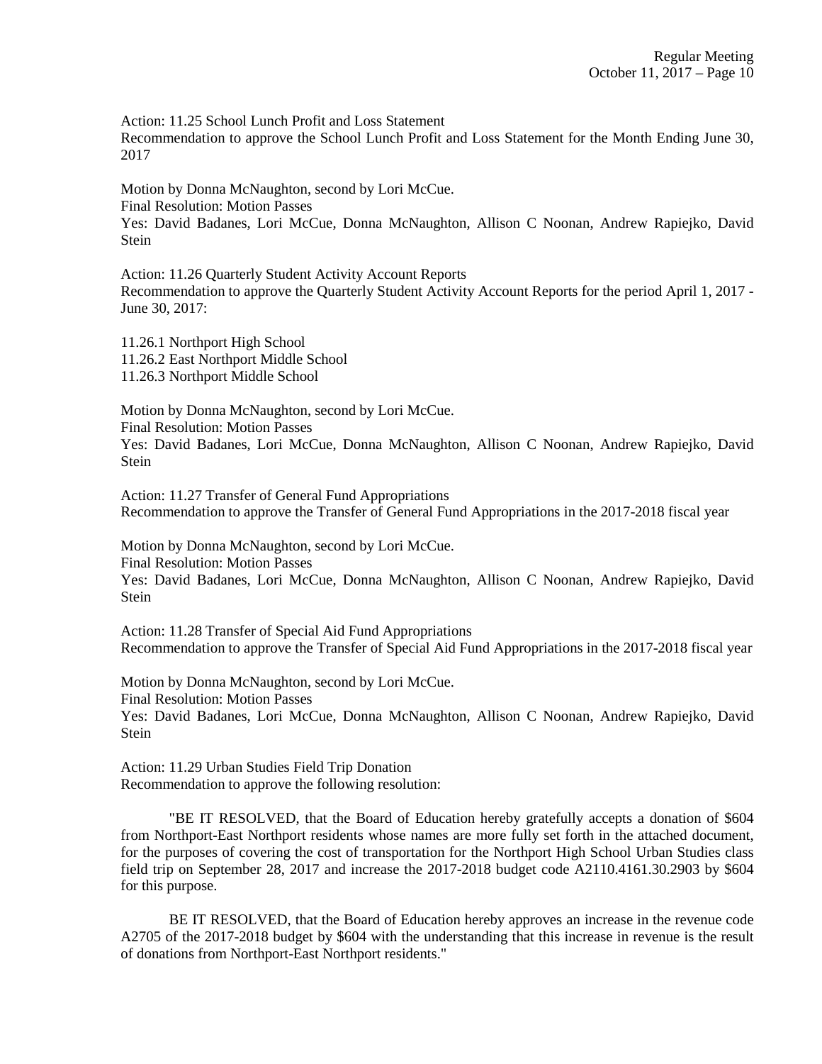Action: 11.25 School Lunch Profit and Loss Statement
Recommendation to approve the School Lunch Profit and Loss Statement for the Month Ending June 30, 2017

Motion by Donna McNaughton, second by Lori McCue.
Final Resolution: Motion Passes
Yes: David Badanes, Lori McCue, Donna McNaughton, Allison C Noonan, Andrew Rapiejko, David Stein

Action: 11.26 Quarterly Student Activity Account Reports
Recommendation to approve the Quarterly Student Activity Account Reports for the period April 1, 2017 - June 30, 2017:

11.26.1 Northport High School
11.26.2 East Northport Middle School
11.26.3 Northport Middle School

Motion by Donna McNaughton, second by Lori McCue.
Final Resolution: Motion Passes
Yes: David Badanes, Lori McCue, Donna McNaughton, Allison C Noonan, Andrew Rapiejko, David Stein

Action: 11.27 Transfer of General Fund Appropriations
Recommendation to approve the Transfer of General Fund Appropriations in the 2017-2018 fiscal year

Motion by Donna McNaughton, second by Lori McCue.
Final Resolution: Motion Passes
Yes: David Badanes, Lori McCue, Donna McNaughton, Allison C Noonan, Andrew Rapiejko, David Stein

Action: 11.28 Transfer of Special Aid Fund Appropriations
Recommendation to approve the Transfer of Special Aid Fund Appropriations in the 2017-2018 fiscal year

Motion by Donna McNaughton, second by Lori McCue.
Final Resolution: Motion Passes
Yes: David Badanes, Lori McCue, Donna McNaughton, Allison C Noonan, Andrew Rapiejko, David Stein

Action: 11.29 Urban Studies Field Trip Donation
Recommendation to approve the following resolution:

"BE IT RESOLVED, that the Board of Education hereby gratefully accepts a donation of $604 from Northport-East Northport residents whose names are more fully set forth in the attached document, for the purposes of covering the cost of transportation for the Northport High School Urban Studies class field trip on September 28, 2017 and increase the 2017-2018 budget code A2110.4161.30.2903 by $604 for this purpose.

BE IT RESOLVED, that the Board of Education hereby approves an increase in the revenue code A2705 of the 2017-2018 budget by $604 with the understanding that this increase in revenue is the result of donations from Northport-East Northport residents."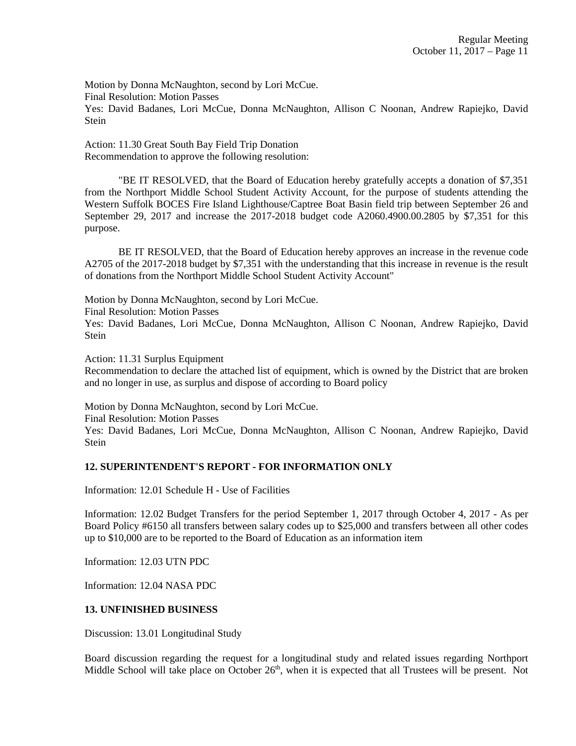Motion by Donna McNaughton, second by Lori McCue.
Final Resolution: Motion Passes
Yes: David Badanes, Lori McCue, Donna McNaughton, Allison C Noonan, Andrew Rapiejko, David Stein

Action: 11.30 Great South Bay Field Trip Donation
Recommendation to approve the following resolution:

"BE IT RESOLVED, that the Board of Education hereby gratefully accepts a donation of $7,351 from the Northport Middle School Student Activity Account, for the purpose of students attending the Western Suffolk BOCES Fire Island Lighthouse/Captree Boat Basin field trip between September 26 and September 29, 2017 and increase the 2017-2018 budget code A2060.4900.00.2805 by $7,351 for this purpose.

BE IT RESOLVED, that the Board of Education hereby approves an increase in the revenue code A2705 of the 2017-2018 budget by $7,351 with the understanding that this increase in revenue is the result of donations from the Northport Middle School Student Activity Account"

Motion by Donna McNaughton, second by Lori McCue.
Final Resolution: Motion Passes
Yes: David Badanes, Lori McCue, Donna McNaughton, Allison C Noonan, Andrew Rapiejko, David Stein

Action: 11.31 Surplus Equipment
Recommendation to declare the attached list of equipment, which is owned by the District that are broken and no longer in use, as surplus and dispose of according to Board policy

Motion by Donna McNaughton, second by Lori McCue.
Final Resolution: Motion Passes
Yes: David Badanes, Lori McCue, Donna McNaughton, Allison C Noonan, Andrew Rapiejko, David Stein

**12. SUPERINTENDENT'S REPORT - FOR INFORMATION ONLY**

Information: 12.01 Schedule H - Use of Facilities

Information: 12.02 Budget Transfers for the period September 1, 2017 through October 4, 2017 - As per Board Policy #6150 all transfers between salary codes up to $25,000 and transfers between all other codes up to $10,000 are to be reported to the Board of Education as an information item

Information: 12.03 UTN PDC

Information: 12.04 NASA PDC

**13. UNFINISHED BUSINESS**

Discussion: 13.01 Longitudinal Study

Board discussion regarding the request for a longitudinal study and related issues regarding Northport Middle School will take place on October 26th, when it is expected that all Trustees will be present. Not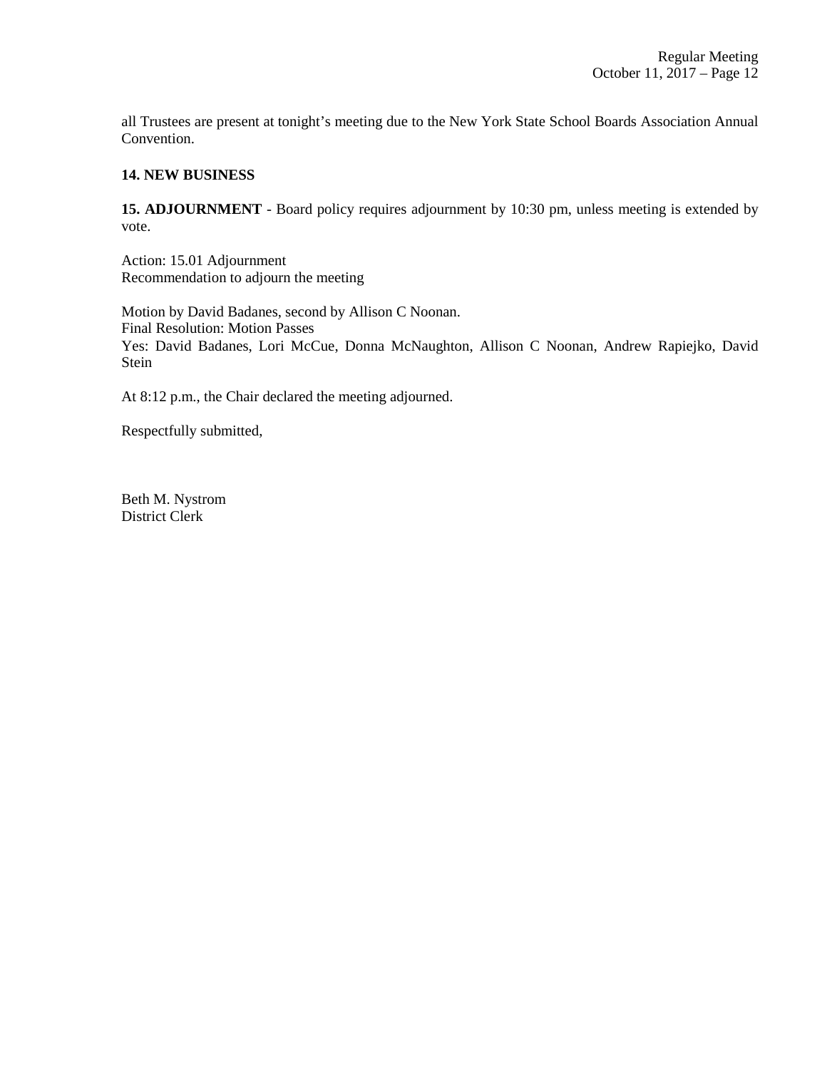all Trustees are present at tonight's meeting due to the New York State School Boards Association Annual Convention.

**14. NEW BUSINESS**

**15. ADJOURNMENT** - Board policy requires adjournment by 10:30 pm, unless meeting is extended by vote.

Action: 15.01 Adjournment
Recommendation to adjourn the meeting

Motion by David Badanes, second by Allison C Noonan.
Final Resolution: Motion Passes
Yes: David Badanes, Lori McCue, Donna McNaughton, Allison C Noonan, Andrew Rapiejko, David Stein

At 8:12 p.m., the Chair declared the meeting adjourned.

Respectfully submitted,

Beth M. Nystrom
District Clerk